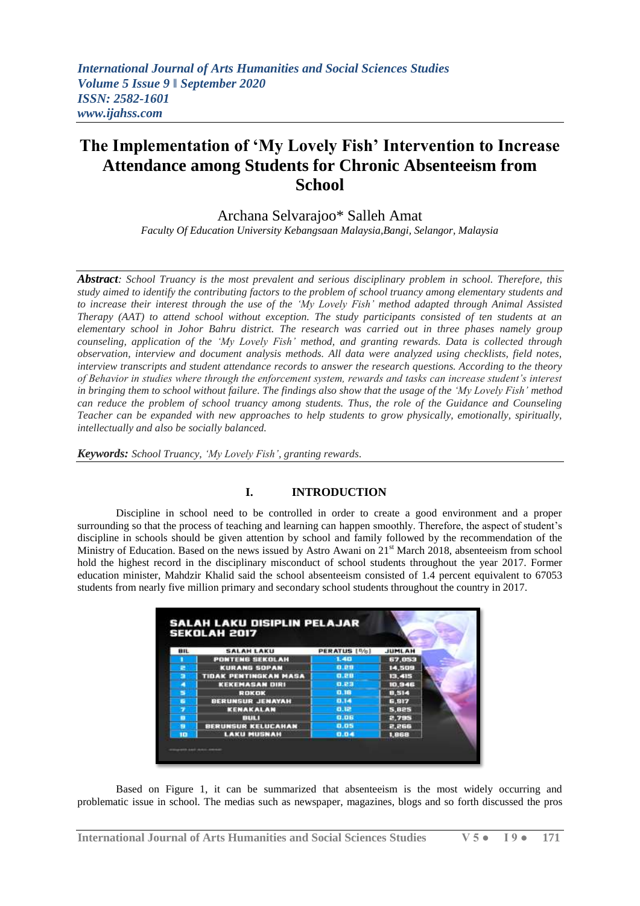# The Implementation of 'My Lovely Fish' Intervention to Increase Attendance among Students for Chronic Absenteeism from School

Archana Selvarajoo* Salleh Amat

*Faculty Of Education University Kebangsaan Malaysia,Bangi, Selangor, Malaysia*

***Abstract**: School Truancy is the most prevalent and serious disciplinary problem in school. Therefore, this study aimed to identify the contributing factors to the problem of school truancy among elementary students and to increase their interest through the use of the 'My Lovely Fish' method adapted through Animal Assisted Therapy (AAT) to attend school without exception. The study participants consisted of ten students at an elementary school in Johor Bahru district. The research was carried out in three phases namely group counseling, application of the 'My Lovely Fish' method, and granting rewards. Data is collected through observation, interview and document analysis methods. All data were analyzed using checklists, field notes, interview transcripts and student attendance records to answer the research questions. According to the theory of Behavior in studies where through the enforcement system, rewards and tasks can increase student's interest in bringing them to school without failure. The findings also show that the usage of the 'My Lovely Fish' method can reduce the problem of school truancy among students. Thus, the role of the Guidance and Counseling Teacher can be expanded with new approaches to help students to grow physically, emotionally, spiritually, intellectually and also be socially balanced.*

***Keywords:** School Truancy, 'My Lovely Fish', granting rewards.*

## I. INTRODUCTION

Discipline in school need to be controlled in order to create a good environment and a proper surrounding so that the process of teaching and learning can happen smoothly. Therefore, the aspect of student's discipline in schools should be given attention by school and family followed by the recommendation of the Ministry of Education. Based on the news issued by Astro Awani on 21st March 2018, absenteeism from school hold the highest record in the disciplinary misconduct of school students throughout the year 2017. Former education minister, Mahdzir Khalid said the school absenteeism consisted of 1.4 percent equivalent to 67053 students from nearly five million primary and secondary school students throughout the country in 2017.

**SALAH LAKU DISIPLIN PELAJAR SEKOLAH 2017**

| BIL | SALAH LAKU | PERATUS [%] | JUMLAH |
|---|---|---|---|
| 1 | PONTENG SEKOLAH | 1.40 | 67,053 |
| 2 | KURANG SOPAN | 0.29 | 14,509 |
| 3 | TIDAK PENTINGKAN MASA | 0.28 | 13,415 |
| 4 | KEKEMASAN DIRI | 0.23 | 10,946 |
| 5 | ROKOK | 0.18 | 8,514 |
| 6 | BERUNSUR JENAYAH | 0.14 | 6,917 |
| 7 | KENAKALAN | 0.12 | 5,825 |
| 8 | BULI | 0.06 | 2,795 |
| 9 | BERUNSUR KELUCAHAN | 0.05 | 2,266 |
| 10 | LAKU MUSNAH | 0.04 | 1,868 |

Based on Figure 1, it can be summarized that absenteeism is the most widely occurring and problematic issue in school. The medias such as newspaper, magazines, blogs and so forth discussed the pros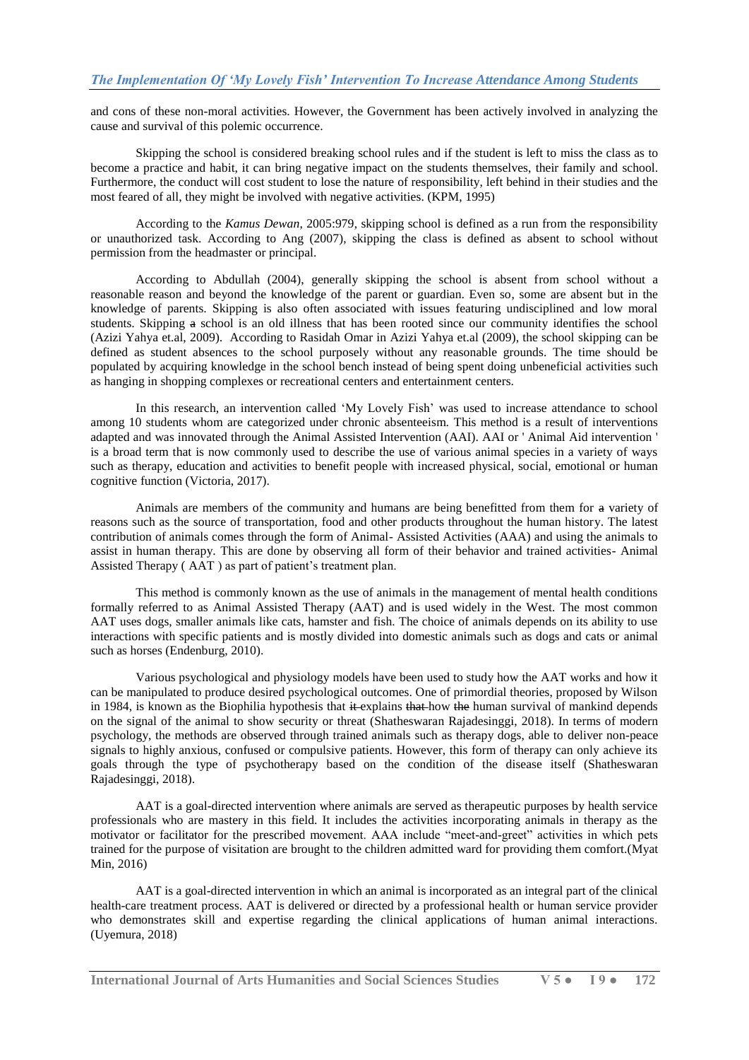and cons of these non-moral activities. However, the Government has been actively involved in analyzing the cause and survival of this polemic occurrence.

Skipping the school is considered breaking school rules and if the student is left to miss the class as to become a practice and habit, it can bring negative impact on the students themselves, their family and school. Furthermore, the conduct will cost student to lose the nature of responsibility, left behind in their studies and the most feared of all, they might be involved with negative activities. (KPM, 1995)

According to the *Kamus Dewan*, 2005:979, skipping school is defined as a run from the responsibility or unauthorized task. According to Ang (2007), skipping the class is defined as absent to school without permission from the headmaster or principal.

According to Abdullah (2004), generally skipping the school is absent from school without a reasonable reason and beyond the knowledge of the parent or guardian. Even so, some are absent but in the knowledge of parents. Skipping is also often associated with issues featuring undisciplined and low moral students. Skipping ~~a~~ school is an old illness that has been rooted since our community identifies the school (Azizi Yahya et.al, 2009). According to Rasidah Omar in Azizi Yahya et.al (2009), the school skipping can be defined as student absences to the school purposely without any reasonable grounds. The time should be populated by acquiring knowledge in the school bench instead of being spent doing unbeneficial activities such as hanging in shopping complexes or recreational centers and entertainment centers.

In this research, an intervention called 'My Lovely Fish' was used to increase attendance to school among 10 students whom are categorized under chronic absenteeism. This method is a result of interventions adapted and was innovated through the Animal Assisted Intervention (AAI). AAI or ' Animal Aid intervention ' is a broad term that is now commonly used to describe the use of various animal species in a variety of ways such as therapy, education and activities to benefit people with increased physical, social, emotional or human cognitive function (Victoria, 2017).

Animals are members of the community and humans are being benefitted from them for ~~a~~ variety of reasons such as the source of transportation, food and other products throughout the human history. The latest contribution of animals comes through the form of Animal- Assisted Activities (AAA) and using the animals to assist in human therapy. This are done by observing all form of their behavior and trained activities- Animal Assisted Therapy ( AAT ) as part of patient's treatment plan.

This method is commonly known as the use of animals in the management of mental health conditions formally referred to as Animal Assisted Therapy (AAT) and is used widely in the West. The most common AAT uses dogs, smaller animals like cats, hamster and fish. The choice of animals depends on its ability to use interactions with specific patients and is mostly divided into domestic animals such as dogs and cats or animal such as horses (Endenburg, 2010).

Various psychological and physiology models have been used to study how the AAT works and how it can be manipulated to produce desired psychological outcomes. One of primordial theories, proposed by Wilson in 1984, is known as the Biophilia hypothesis that ~~it~~ explains ~~that~~ how ~~the~~ human survival of mankind depends on the signal of the animal to show security or threat (Shatheswaran Rajadesinggi, 2018). In terms of modern psychology, the methods are observed through trained animals such as therapy dogs, able to deliver non-peace signals to highly anxious, confused or compulsive patients. However, this form of therapy can only achieve its goals through the type of psychotherapy based on the condition of the disease itself (Shatheswaran Rajadesinggi, 2018).

AAT is a goal-directed intervention where animals are served as therapeutic purposes by health service professionals who are mastery in this field. It includes the activities incorporating animals in therapy as the motivator or facilitator for the prescribed movement. AAA include "meet-and-greet" activities in which pets trained for the purpose of visitation are brought to the children admitted ward for providing them comfort.(Myat Min, 2016)

AAT is a goal-directed intervention in which an animal is incorporated as an integral part of the clinical health-care treatment process. AAT is delivered or directed by a professional health or human service provider who demonstrates skill and expertise regarding the clinical applications of human animal interactions. (Uyemura, 2018)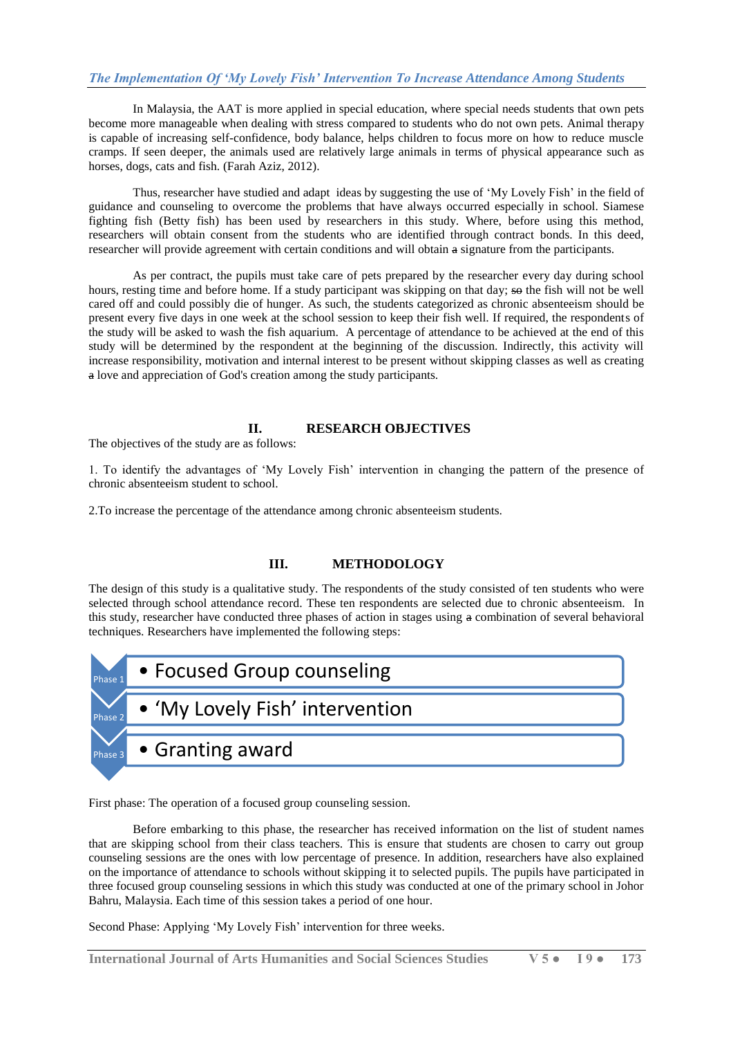In Malaysia, the AAT is more applied in special education, where special needs students that own pets become more manageable when dealing with stress compared to students who do not own pets. Animal therapy is capable of increasing self-confidence, body balance, helps children to focus more on how to reduce muscle cramps. If seen deeper, the animals used are relatively large animals in terms of physical appearance such as horses, dogs, cats and fish. (Farah Aziz, 2012).

Thus, researcher have studied and adapt ideas by suggesting the use of 'My Lovely Fish' in the field of guidance and counseling to overcome the problems that have always occurred especially in school. Siamese fighting fish (Betty fish) has been used by researchers in this study. Where, before using this method, researchers will obtain consent from the students who are identified through contract bonds. In this deed, researcher will provide agreement with certain conditions and will obtain ~~a~~ signature from the participants.

As per contract, the pupils must take care of pets prepared by the researcher every day during school hours, resting time and before home. If a study participant was skipping on that day; ~~so~~ the fish will not be well cared off and could possibly die of hunger. As such, the students categorized as chronic absenteeism should be present every five days in one week at the school session to keep their fish well. If required, the respondents of the study will be asked to wash the fish aquarium. A percentage of attendance to be achieved at the end of this study will be determined by the respondent at the beginning of the discussion. Indirectly, this activity will increase responsibility, motivation and internal interest to be present without skipping classes as well as creating ~~a~~ love and appreciation of God's creation among the study participants.

## II. RESEARCH OBJECTIVES

The objectives of the study are as follows:

1. To identify the advantages of 'My Lovely Fish' intervention in changing the pattern of the presence of chronic absenteeism student to school.

2.To increase the percentage of the attendance among chronic absenteeism students.

## III. METHODOLOGY

The design of this study is a qualitative study. The respondents of the study consisted of ten students who were selected through school attendance record. These ten respondents are selected due to chronic absenteeism. In this study, researcher have conducted three phases of action in stages using ~~a~~ combination of several behavioral techniques. Researchers have implemented the following steps:

- Phase 1 — Focused Group counseling
- Phase 2 — 'My Lovely Fish' intervention
- Phase 3 — Granting award

First phase: The operation of a focused group counseling session.

Before embarking to this phase, the researcher has received information on the list of student names that are skipping school from their class teachers. This is ensure that students are chosen to carry out group counseling sessions are the ones with low percentage of presence. In addition, researchers have also explained on the importance of attendance to schools without skipping it to selected pupils. The pupils have participated in three focused group counseling sessions in which this study was conducted at one of the primary school in Johor Bahru, Malaysia. Each time of this session takes a period of one hour.

Second Phase: Applying 'My Lovely Fish' intervention for three weeks.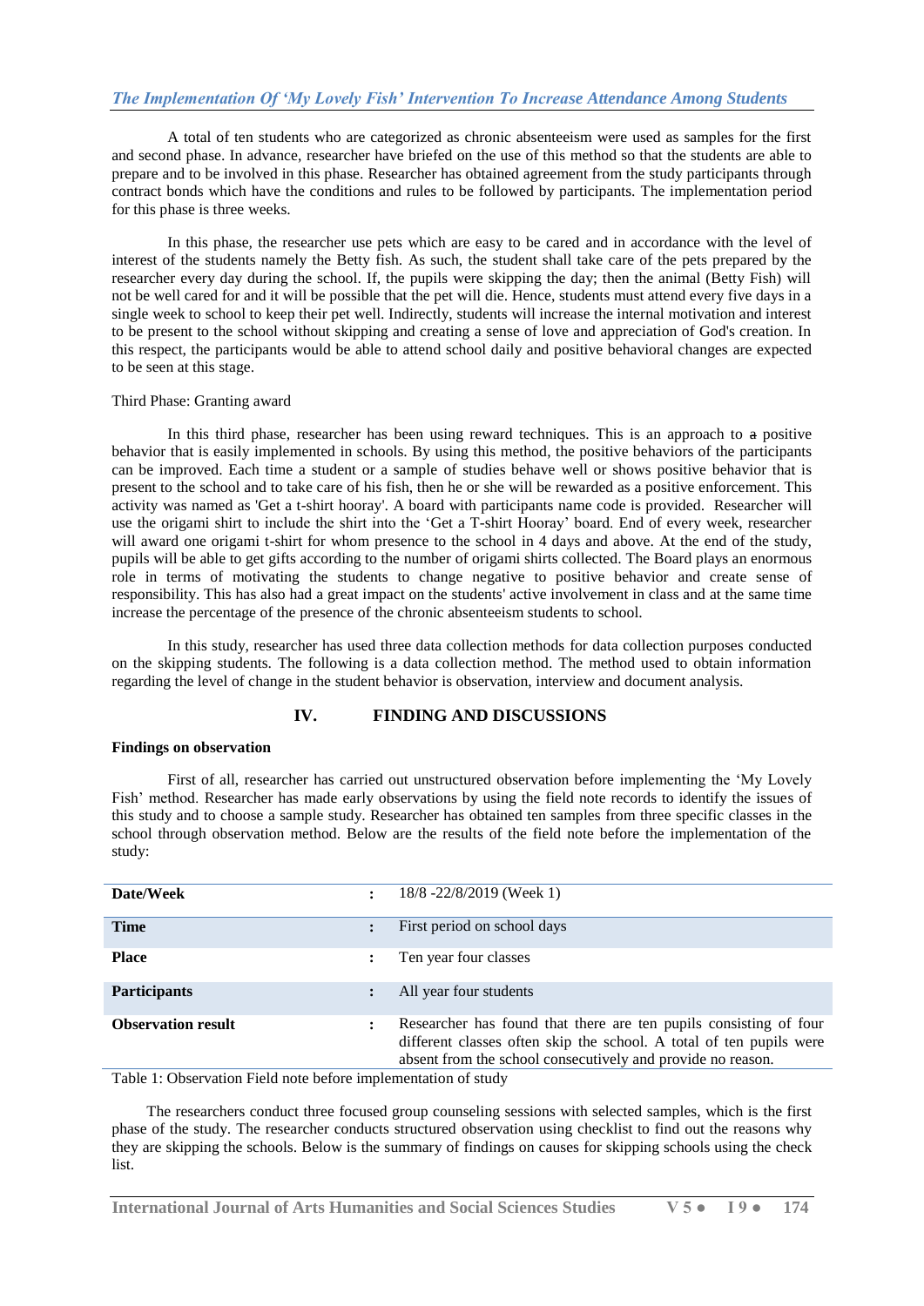A total of ten students who are categorized as chronic absenteeism were used as samples for the first and second phase. In advance, researcher have briefed on the use of this method so that the students are able to prepare and to be involved in this phase. Researcher has obtained agreement from the study participants through contract bonds which have the conditions and rules to be followed by participants. The implementation period for this phase is three weeks.

In this phase, the researcher use pets which are easy to be cared and in accordance with the level of interest of the students namely the Betty fish. As such, the student shall take care of the pets prepared by the researcher every day during the school. If, the pupils were skipping the day; then the animal (Betty Fish) will not be well cared for and it will be possible that the pet will die. Hence, students must attend every five days in a single week to school to keep their pet well. Indirectly, students will increase the internal motivation and interest to be present to the school without skipping and creating a sense of love and appreciation of God's creation. In this respect, the participants would be able to attend school daily and positive behavioral changes are expected to be seen at this stage.

Third Phase: Granting award

In this third phase, researcher has been using reward techniques. This is an approach to a positive behavior that is easily implemented in schools. By using this method, the positive behaviors of the participants can be improved. Each time a student or a sample of studies behave well or shows positive behavior that is present to the school and to take care of his fish, then he or she will be rewarded as a positive enforcement. This activity was named as 'Get a t-shirt hooray'. A board with participants name code is provided. Researcher will use the origami shirt to include the shirt into the 'Get a T-shirt Hooray' board. End of every week, researcher will award one origami t-shirt for whom presence to the school in 4 days and above. At the end of the study, pupils will be able to get gifts according to the number of origami shirts collected. The Board plays an enormous role in terms of motivating the students to change negative to positive behavior and create sense of responsibility. This has also had a great impact on the students' active involvement in class and at the same time increase the percentage of the presence of the chronic absenteeism students to school.

In this study, researcher has used three data collection methods for data collection purposes conducted on the skipping students. The following is a data collection method. The method used to obtain information regarding the level of change in the student behavior is observation, interview and document analysis.

## IV. FINDING AND DISCUSSIONS

**Findings on observation**

First of all, researcher has carried out unstructured observation before implementing the 'My Lovely Fish' method. Researcher has made early observations by using the field note records to identify the issues of this study and to choose a sample study. Researcher has obtained ten samples from three specific classes in the school through observation method. Below are the results of the field note before the implementation of the study:

| | | |
|---|---|---|
| **Date/Week** | : | 18/8 -22/8/2019 (Week 1) |
| **Time** | : | First period on school days |
| **Place** | : | Ten year four classes |
| **Participants** | : | All year four students |
| **Observation result** | : | Researcher has found that there are ten pupils consisting of four different classes often skip the school. A total of ten pupils were absent from the school consecutively and provide no reason. |

Table 1: Observation Field note before implementation of study

The researchers conduct three focused group counseling sessions with selected samples, which is the first phase of the study. The researcher conducts structured observation using checklist to find out the reasons why they are skipping the schools. Below is the summary of findings on causes for skipping schools using the check list.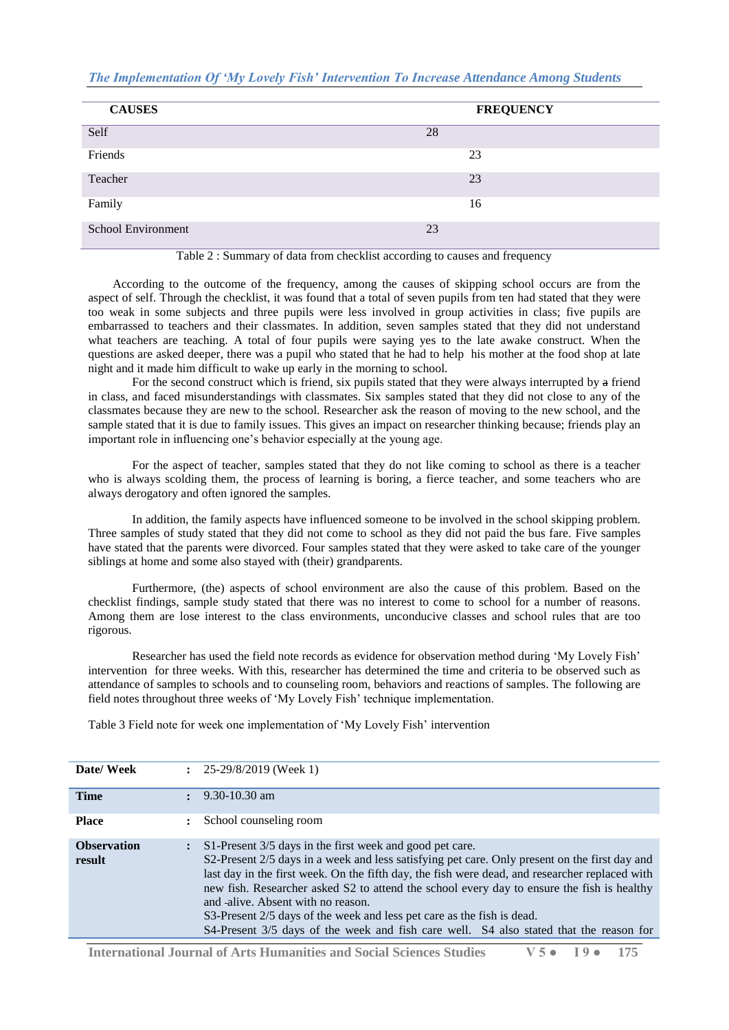| CAUSES | FREQUENCY |
| --- | --- |
| Self | 28 |
| Friends | 23 |
| Teacher | 23 |
| Family | 16 |
| School Environment | 23 |

Table 2 : Summary of data from checklist according to causes and frequency

According to the outcome of the frequency, among the causes of skipping school occurs are from the aspect of self. Through the checklist, it was found that a total of seven pupils from ten had stated that they were too weak in some subjects and three pupils were less involved in group activities in class; five pupils are embarrassed to teachers and their classmates. In addition, seven samples stated that they did not understand what teachers are teaching. A total of four pupils were saying yes to the late awake construct. When the questions are asked deeper, there was a pupil who stated that he had to help his mother at the food shop at late night and it made him difficult to wake up early in the morning to school.

For the second construct which is friend, six pupils stated that they were always interrupted by ~~a~~ friend in class, and faced misunderstandings with classmates. Six samples stated that they did not close to any of the classmates because they are new to the school. Researcher ask the reason of moving to the new school, and the sample stated that it is due to family issues. This gives an impact on researcher thinking because; friends play an important role in influencing one's behavior especially at the young age.

For the aspect of teacher, samples stated that they do not like coming to school as there is a teacher who is always scolding them, the process of learning is boring, a fierce teacher, and some teachers who are always derogatory and often ignored the samples.

In addition, the family aspects have influenced someone to be involved in the school skipping problem. Three samples of study stated that they did not come to school as they did not paid the bus fare. Five samples have stated that the parents were divorced. Four samples stated that they were asked to take care of the younger siblings at home and some also stayed with (their) grandparents.

Furthermore, (the) aspects of school environment are also the cause of this problem. Based on the checklist findings, sample study stated that there was no interest to come to school for a number of reasons. Among them are lose interest to the class environments, unconducive classes and school rules that are too rigorous.

Researcher has used the field note records as evidence for observation method during 'My Lovely Fish' intervention for three weeks. With this, researcher has determined the time and criteria to be observed such as attendance of samples to schools and to counseling room, behaviors and reactions of samples. The following are field notes throughout three weeks of 'My Lovely Fish' technique implementation.

Table 3 Field note for week one implementation of 'My Lovely Fish' intervention

| | | |
| --- | --- | --- |
| **Date/ Week** | : | 25-29/8/2019 (Week 1) |
| **Time** | : | 9.30-10.30 am |
| **Place** | : | School counseling room |
| **Observation result** | : | S1-Present 3/5 days in the first week and good pet care.<br>S2-Present 2/5 days in a week and less satisfying pet care. Only present on the first day and last day in the first week. On the fifth day, the fish were dead, and researcher replaced with new fish. Researcher asked S2 to attend the school every day to ensure the fish is healthy and alive. Absent with no reason.<br>S3-Present 2/5 days of the week and less pet care as the fish is dead.<br>S4-Present 3/5 days of the week and fish care well. S4 also stated that the reason for |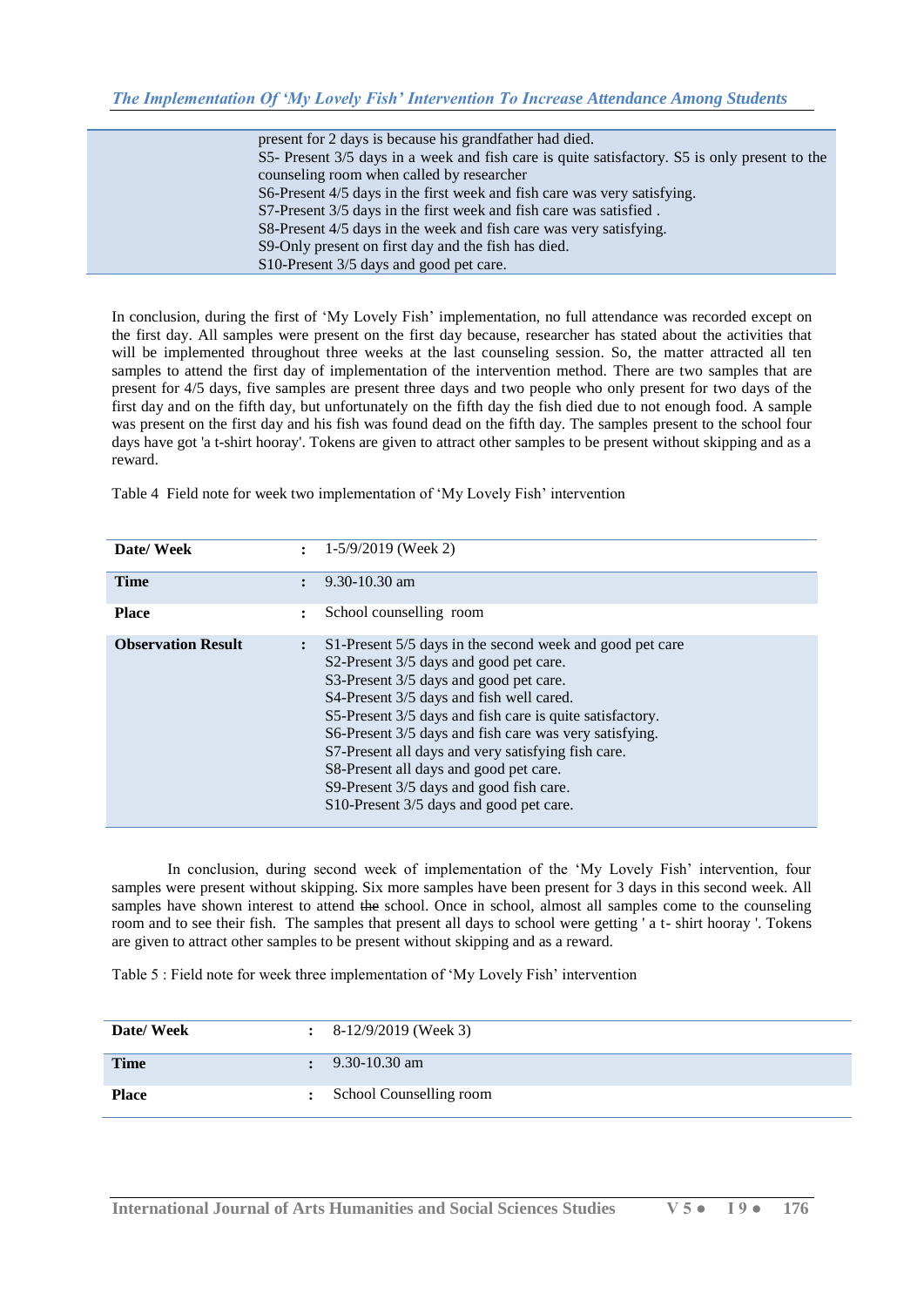| | |
|---|---|
| | present for 2 days is because his grandfather had died.<br>S5- Present 3/5 days in a week and fish care is quite satisfactory. S5 is only present to the counseling room when called by researcher<br>S6-Present 4/5 days in the first week and fish care was very satisfying.<br>S7-Present 3/5 days in the first week and fish care was satisfied .<br>S8-Present 4/5 days in the week and fish care was very satisfying.<br>S9-Only present on first day and the fish has died.<br>S10-Present 3/5 days and good pet care. |

In conclusion, during the first of 'My Lovely Fish' implementation, no full attendance was recorded except on the first day. All samples were present on the first day because, researcher has stated about the activities that will be implemented throughout three weeks at the last counseling session. So, the matter attracted all ten samples to attend the first day of implementation of the intervention method. There are two samples that are present for 4/5 days, five samples are present three days and two people who only present for two days of the first day and on the fifth day, but unfortunately on the fifth day the fish died due to not enough food. A sample was present on the first day and his fish was found dead on the fifth day. The samples present to the school four days have got 'a t-shirt hooray'. Tokens are given to attract other samples to be present without skipping and as a reward.

Table 4 Field note for week two implementation of 'My Lovely Fish' intervention

| **Date/ Week** | : | 1-5/9/2019 (Week 2) |
|---|---|---|
| **Time** | : | 9.30-10.30 am |
| **Place** | : | School counselling room |
| **Observation Result** | : | S1-Present 5/5 days in the second week and good pet care<br>S2-Present 3/5 days and good pet care.<br>S3-Present 3/5 days and good pet care.<br>S4-Present 3/5 days and fish well cared.<br>S5-Present 3/5 days and fish care is quite satisfactory.<br>S6-Present 3/5 days and fish care was very satisfying.<br>S7-Present all days and very satisfying fish care.<br>S8-Present all days and good pet care.<br>S9-Present 3/5 days and good fish care.<br>S10-Present 3/5 days and good pet care. |

In conclusion, during second week of implementation of the 'My Lovely Fish' intervention, four samples were present without skipping. Six more samples have been present for 3 days in this second week. All samples have shown interest to attend ~~the~~ school. Once in school, almost all samples come to the counseling room and to see their fish. The samples that present all days to school were getting ' a t- shirt hooray '. Tokens are given to attract other samples to be present without skipping and as a reward.

Table 5 : Field note for week three implementation of 'My Lovely Fish' intervention

| **Date/ Week** | : | 8-12/9/2019 (Week 3) |
|---|---|---|
| **Time** | : | 9.30-10.30 am |
| **Place** | : | School Counselling room |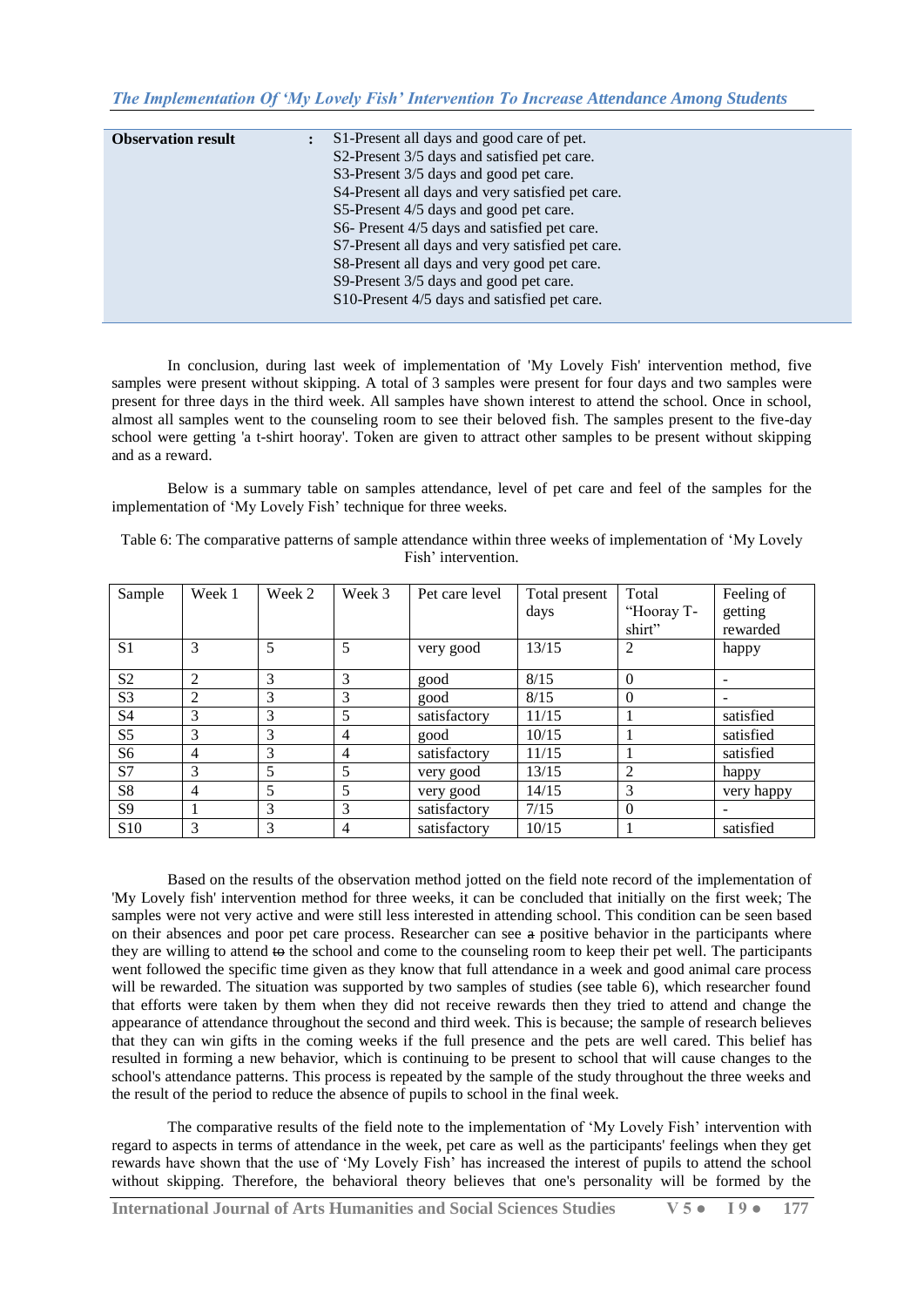| **Observation result** | : | S1-Present all days and good care of pet.<br>S2-Present 3/5 days and satisfied pet care.<br>S3-Present 3/5 days and good pet care.<br>S4-Present all days and very satisfied pet care.<br>S5-Present 4/5 days and good pet care.<br>S6- Present 4/5 days and satisfied pet care.<br>S7-Present all days and very satisfied pet care.<br>S8-Present all days and very good pet care.<br>S9-Present 3/5 days and good pet care.<br>S10-Present 4/5 days and satisfied pet care. |
|---|---|---|

In conclusion, during last week of implementation of 'My Lovely Fish' intervention method, five samples were present without skipping. A total of 3 samples were present for four days and two samples were present for three days in the third week. All samples have shown interest to attend the school. Once in school, almost all samples went to the counseling room to see their beloved fish. The samples present to the five-day school were getting 'a t-shirt hooray'. Token are given to attract other samples to be present without skipping and as a reward.

Below is a summary table on samples attendance, level of pet care and feel of the samples for the implementation of 'My Lovely Fish' technique for three weeks.

Table 6: The comparative patterns of sample attendance within three weeks of implementation of 'My Lovely Fish' intervention.

| Sample | Week 1 | Week 2 | Week 3 | Pet care level | Total present days | Total "Hooray T-shirt" | Feeling of getting rewarded |
|---|---|---|---|---|---|---|---|
| S1 | 3 | 5 | 5 | very good | 13/15 | 2 | happy |
| S2 | 2 | 3 | 3 | good | 8/15 | 0 | - |
| S3 | 2 | 3 | 3 | good | 8/15 | 0 | - |
| S4 | 3 | 3 | 5 | satisfactory | 11/15 | 1 | satisfied |
| S5 | 3 | 3 | 4 | good | 10/15 | 1 | satisfied |
| S6 | 4 | 3 | 4 | satisfactory | 11/15 | 1 | satisfied |
| S7 | 3 | 5 | 5 | very good | 13/15 | 2 | happy |
| S8 | 4 | 5 | 5 | very good | 14/15 | 3 | very happy |
| S9 | 1 | 3 | 3 | satisfactory | 7/15 | 0 | - |
| S10 | 3 | 3 | 4 | satisfactory | 10/15 | 1 | satisfied |

Based on the results of the observation method jotted on the field note record of the implementation of 'My Lovely fish' intervention method for three weeks, it can be concluded that initially on the first week; The samples were not very active and were still less interested in attending school. This condition can be seen based on their absences and poor pet care process. Researcher can see ~~a~~ positive behavior in the participants where they are willing to attend ~~to~~ the school and come to the counseling room to keep their pet well. The participants went followed the specific time given as they know that full attendance in a week and good animal care process will be rewarded. The situation was supported by two samples of studies (see table 6), which researcher found that efforts were taken by them when they did not receive rewards then they tried to attend and change the appearance of attendance throughout the second and third week. This is because; the sample of research believes that they can win gifts in the coming weeks if the full presence and the pets are well cared. This belief has resulted in forming a new behavior, which is continuing to be present to school that will cause changes to the school's attendance patterns. This process is repeated by the sample of the study throughout the three weeks and the result of the period to reduce the absence of pupils to school in the final week.

The comparative results of the field note to the implementation of 'My Lovely Fish' intervention with regard to aspects in terms of attendance in the week, pet care as well as the participants' feelings when they get rewards have shown that the use of 'My Lovely Fish' has increased the interest of pupils to attend the school without skipping. Therefore, the behavioral theory believes that one's personality will be formed by the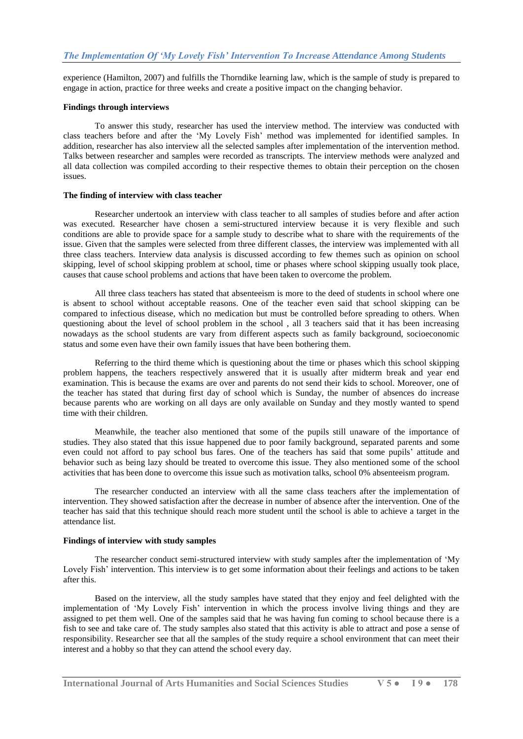experience (Hamilton, 2007) and fulfills the Thorndike learning law, which is the sample of study is prepared to engage in action, practice for three weeks and create a positive impact on the changing behavior.

**Findings through interviews**

To answer this study, researcher has used the interview method. The interview was conducted with class teachers before and after the 'My Lovely Fish' method was implemented for identified samples. In addition, researcher has also interview all the selected samples after implementation of the intervention method. Talks between researcher and samples were recorded as transcripts. The interview methods were analyzed and all data collection was compiled according to their respective themes to obtain their perception on the chosen issues.

**The finding of interview with class teacher**

Researcher undertook an interview with class teacher to all samples of studies before and after action was executed. Researcher have chosen a semi-structured interview because it is very flexible and such conditions are able to provide space for a sample study to describe what to share with the requirements of the issue. Given that the samples were selected from three different classes, the interview was implemented with all three class teachers. Interview data analysis is discussed according to few themes such as opinion on school skipping, level of school skipping problem at school, time or phases where school skipping usually took place, causes that cause school problems and actions that have been taken to overcome the problem.

All three class teachers has stated that absenteeism is more to the deed of students in school where one is absent to school without acceptable reasons. One of the teacher even said that school skipping can be compared to infectious disease, which no medication but must be controlled before spreading to others. When questioning about the level of school problem in the school , all 3 teachers said that it has been increasing nowadays as the school students are vary from different aspects such as family background, socioeconomic status and some even have their own family issues that have been bothering them.

Referring to the third theme which is questioning about the time or phases which this school skipping problem happens, the teachers respectively answered that it is usually after midterm break and year end examination. This is because the exams are over and parents do not send their kids to school. Moreover, one of the teacher has stated that during first day of school which is Sunday, the number of absences do increase because parents who are working on all days are only available on Sunday and they mostly wanted to spend time with their children.

Meanwhile, the teacher also mentioned that some of the pupils still unaware of the importance of studies. They also stated that this issue happened due to poor family background, separated parents and some even could not afford to pay school bus fares. One of the teachers has said that some pupils' attitude and behavior such as being lazy should be treated to overcome this issue. They also mentioned some of the school activities that has been done to overcome this issue such as motivation talks, school 0% absenteeism program.

The researcher conducted an interview with all the same class teachers after the implementation of intervention. They showed satisfaction after the decrease in number of absence after the intervention. One of the teacher has said that this technique should reach more student until the school is able to achieve a target in the attendance list.

**Findings of interview with study samples**

The researcher conduct semi-structured interview with study samples after the implementation of 'My Lovely Fish' intervention. This interview is to get some information about their feelings and actions to be taken after this.

Based on the interview, all the study samples have stated that they enjoy and feel delighted with the implementation of 'My Lovely Fish' intervention in which the process involve living things and they are assigned to pet them well. One of the samples said that he was having fun coming to school because there is a fish to see and take care of. The study samples also stated that this activity is able to attract and pose a sense of responsibility. Researcher see that all the samples of the study require a school environment that can meet their interest and a hobby so that they can attend the school every day.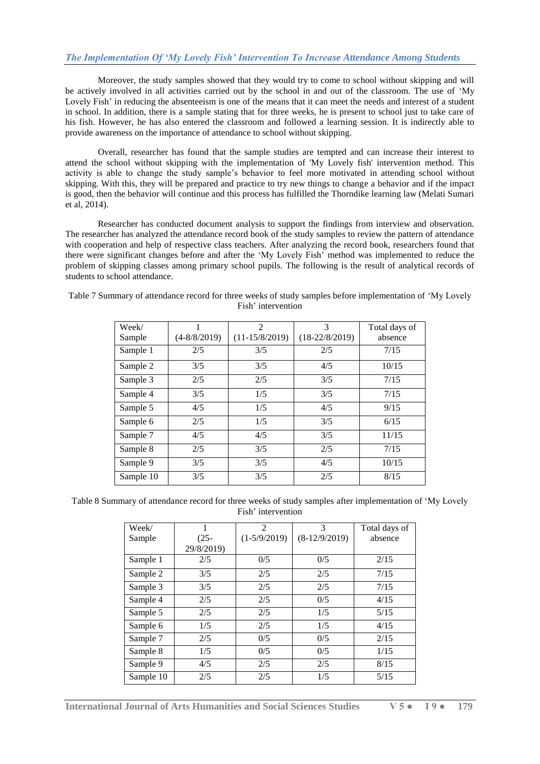Moreover, the study samples showed that they would try to come to school without skipping and will be actively involved in all activities carried out by the school in and out of the classroom. The use of 'My Lovely Fish' in reducing the absenteeism is one of the means that it can meet the needs and interest of a student in school. In addition, there is a sample stating that for three weeks, he is present to school just to take care of his fish. However, he has also entered the classroom and followed a learning session. It is indirectly able to provide awareness on the importance of attendance to school without skipping.

Overall, researcher has found that the sample studies are tempted and can increase their interest to attend the school without skipping with the implementation of 'My Lovely fish' intervention method. This activity is able to change the study sample's behavior to feel more motivated in attending school without skipping. With this, they will be prepared and practice to try new things to change a behavior and if the impact is good, then the behavior will continue and this process has fulfilled the Thorndike learning law (Melati Sumari et al, 2014).

Researcher has conducted document analysis to support the findings from interview and observation. The researcher has analyzed the attendance record book of the study samples to review the pattern of attendance with cooperation and help of respective class teachers. After analyzing the record book, researchers found that there were significant changes before and after the 'My Lovely Fish' method was implemented to reduce the problem of skipping classes among primary school pupils. The following is the result of analytical records of students to school attendance.

Table 7 Summary of attendance record for three weeks of study samples before implementation of 'My Lovely Fish' intervention

| Week/ Sample | 1 (4-8/8/2019) | 2 (11-15/8/2019) | 3 (18-22/8/2019) | Total days of absence |
|---|---|---|---|---|
| Sample 1 | 2/5 | 3/5 | 2/5 | 7/15 |
| Sample 2 | 3/5 | 3/5 | 4/5 | 10/15 |
| Sample 3 | 2/5 | 2/5 | 3/5 | 7/15 |
| Sample 4 | 3/5 | 1/5 | 3/5 | 7/15 |
| Sample 5 | 4/5 | 1/5 | 4/5 | 9/15 |
| Sample 6 | 2/5 | 1/5 | 3/5 | 6/15 |
| Sample 7 | 4/5 | 4/5 | 3/5 | 11/15 |
| Sample 8 | 2/5 | 3/5 | 2/5 | 7/15 |
| Sample 9 | 3/5 | 3/5 | 4/5 | 10/15 |
| Sample 10 | 3/5 | 3/5 | 2/5 | 8/15 |

Table 8 Summary of attendance record for three weeks of study samples after implementation of 'My Lovely Fish' intervention

| Week/ Sample | 1 (25-29/8/2019) | 2 (1-5/9/2019) | 3 (8-12/9/2019) | Total days of absence |
|---|---|---|---|---|
| Sample 1 | 2/5 | 0/5 | 0/5 | 2/15 |
| Sample 2 | 3/5 | 2/5 | 2/5 | 7/15 |
| Sample 3 | 3/5 | 2/5 | 2/5 | 7/15 |
| Sample 4 | 2/5 | 2/5 | 0/5 | 4/15 |
| Sample 5 | 2/5 | 2/5 | 1/5 | 5/15 |
| Sample 6 | 1/5 | 2/5 | 1/5 | 4/15 |
| Sample 7 | 2/5 | 0/5 | 0/5 | 2/15 |
| Sample 8 | 1/5 | 0/5 | 0/5 | 1/15 |
| Sample 9 | 4/5 | 2/5 | 2/5 | 8/15 |
| Sample 10 | 2/5 | 2/5 | 1/5 | 5/15 |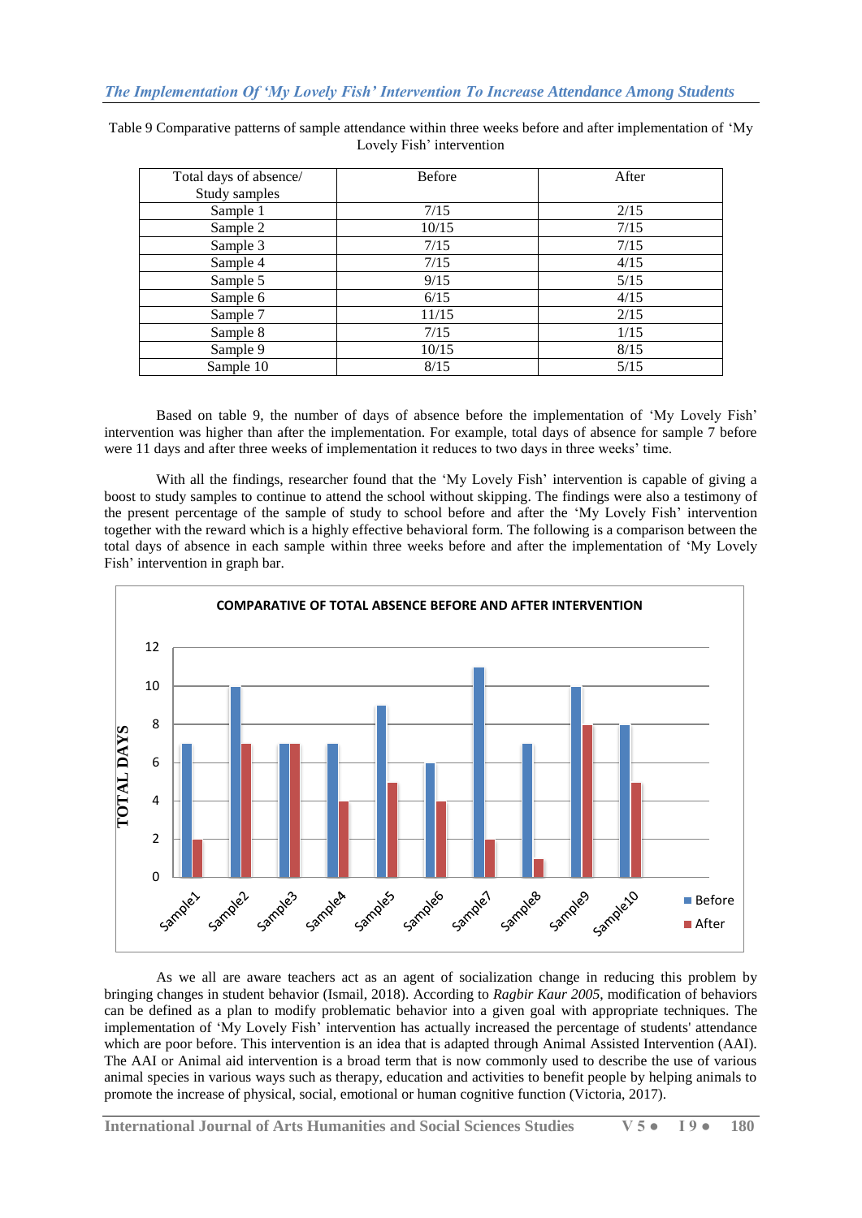Table 9 Comparative patterns of sample attendance within three weeks before and after implementation of 'My Lovely Fish' intervention

| Total days of absence/ Study samples | Before | After |
| --- | --- | --- |
| Sample 1 | 7/15 | 2/15 |
| Sample 2 | 10/15 | 7/15 |
| Sample 3 | 7/15 | 7/15 |
| Sample 4 | 7/15 | 4/15 |
| Sample 5 | 9/15 | 5/15 |
| Sample 6 | 6/15 | 4/15 |
| Sample 7 | 11/15 | 2/15 |
| Sample 8 | 7/15 | 1/15 |
| Sample 9 | 10/15 | 8/15 |
| Sample 10 | 8/15 | 5/15 |

Based on table 9, the number of days of absence before the implementation of 'My Lovely Fish' intervention was higher than after the implementation. For example, total days of absence for sample 7 before were 11 days and after three weeks of implementation it reduces to two days in three weeks' time.

With all the findings, researcher found that the 'My Lovely Fish' intervention is capable of giving a boost to study samples to continue to attend the school without skipping. The findings were also a testimony of the present percentage of the sample of study to school before and after the 'My Lovely Fish' intervention together with the reward which is a highly effective behavioral form. The following is a comparison between the total days of absence in each sample within three weeks before and after the implementation of 'My Lovely Fish' intervention in graph bar.

**COMPARATIVE OF TOTAL ABSENCE BEFORE AND AFTER INTERVENTION**

| TOTAL DAYS | Before | After |
| --- | --- | --- |
| Sample1 | 7 | 2 |
| Sample2 | 10 | 7 |
| Sample3 | 7 | 7 |
| Sample4 | 7 | 4 |
| Sample5 | 9 | 5 |
| Sample6 | 6 | 4 |
| Sample7 | 11 | 2 |
| Sample8 | 7 | 1 |
| Sample9 | 10 | 8 |
| Sample10 | 8 | 5 |

As we all are aware teachers act as an agent of socialization change in reducing this problem by bringing changes in student behavior (Ismail, 2018). According to *Ragbir Kaur 2005*, modification of behaviors can be defined as a plan to modify problematic behavior into a given goal with appropriate techniques. The implementation of 'My Lovely Fish' intervention has actually increased the percentage of students' attendance which are poor before. This intervention is an idea that is adapted through Animal Assisted Intervention (AAI). The AAI or Animal aid intervention is a broad term that is now commonly used to describe the use of various animal species in various ways such as therapy, education and activities to benefit people by helping animals to promote the increase of physical, social, emotional or human cognitive function (Victoria, 2017).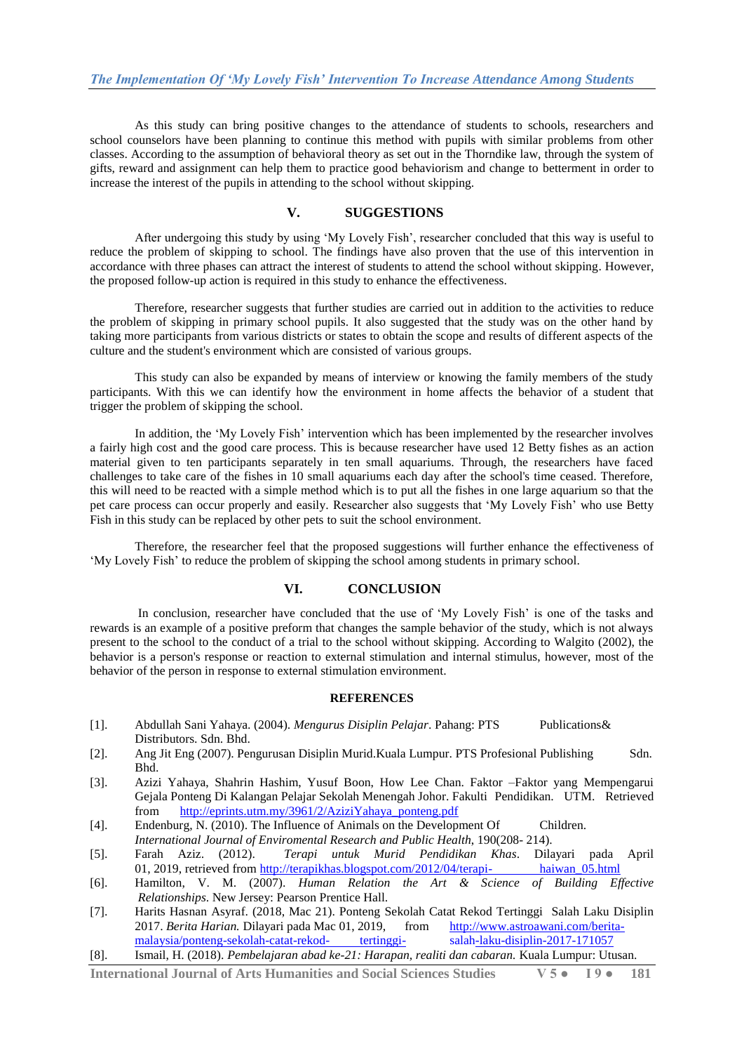As this study can bring positive changes to the attendance of students to schools, researchers and school counselors have been planning to continue this method with pupils with similar problems from other classes. According to the assumption of behavioral theory as set out in the Thorndike law, through the system of gifts, reward and assignment can help them to practice good behaviorism and change to betterment in order to increase the interest of the pupils in attending to the school without skipping.

## V. SUGGESTIONS

After undergoing this study by using 'My Lovely Fish', researcher concluded that this way is useful to reduce the problem of skipping to school. The findings have also proven that the use of this intervention in accordance with three phases can attract the interest of students to attend the school without skipping. However, the proposed follow-up action is required in this study to enhance the effectiveness.

Therefore, researcher suggests that further studies are carried out in addition to the activities to reduce the problem of skipping in primary school pupils. It also suggested that the study was on the other hand by taking more participants from various districts or states to obtain the scope and results of different aspects of the culture and the student's environment which are consisted of various groups.

This study can also be expanded by means of interview or knowing the family members of the study participants. With this we can identify how the environment in home affects the behavior of a student that trigger the problem of skipping the school.

In addition, the 'My Lovely Fish' intervention which has been implemented by the researcher involves a fairly high cost and the good care process. This is because researcher have used 12 Betty fishes as an action material given to ten participants separately in ten small aquariums. Through, the researchers have faced challenges to take care of the fishes in 10 small aquariums each day after the school's time ceased. Therefore, this will need to be reacted with a simple method which is to put all the fishes in one large aquarium so that the pet care process can occur properly and easily. Researcher also suggests that 'My Lovely Fish' who use Betty Fish in this study can be replaced by other pets to suit the school environment.

Therefore, the researcher feel that the proposed suggestions will further enhance the effectiveness of 'My Lovely Fish' to reduce the problem of skipping the school among students in primary school.

## VI. CONCLUSION

In conclusion, researcher have concluded that the use of 'My Lovely Fish' is one of the tasks and rewards is an example of a positive preform that changes the sample behavior of the study, which is not always present to the school to the conduct of a trial to the school without skipping. According to Walgito (2002), the behavior is a person's response or reaction to external stimulation and internal stimulus, however, most of the behavior of the person in response to external stimulation environment.

## REFERENCES

[1]. Abdullah Sani Yahaya. (2004). *Mengurus Disiplin Pelajar*. Pahang: PTS Publications& Distributors. Sdn. Bhd.

[2]. Ang Jit Eng (2007). Pengurusan Disiplin Murid.Kuala Lumpur. PTS Profesional Publishing Sdn. Bhd.

[3]. Azizi Yahaya, Shahrin Hashim, Yusuf Boon, How Lee Chan. Faktor –Faktor yang Mempengarui Gejala Ponteng Di Kalangan Pelajar Sekolah Menengah Johor. Fakulti Pendidikan. UTM. Retrieved from http://eprints.utm.my/3961/2/AziziYahaya_ponteng.pdf

[4]. Endenburg, N. (2010). The Influence of Animals on the Development Of Children. *International Journal of Enviromental Research and Public Health,* 190(208- 214).

[5]. Farah Aziz. (2012). *Terapi untuk Murid Pendidikan Khas*. Dilayari pada April 01, 2019, retrieved from http://terapikhas.blogspot.com/2012/04/terapi- haiwan_05.html

[6]. Hamilton, V. M. (2007). *Human Relation the Art & Science of Building Effective Relationships*. New Jersey: Pearson Prentice Hall.

[7]. Harits Hasnan Asyraf. (2018, Mac 21). Ponteng Sekolah Catat Rekod Tertinggi Salah Laku Disiplin 2017. *Berita Harian.* Dilayari pada Mac 01, 2019, from http://www.astroawani.com/berita-malaysia/ponteng-sekolah-catat-rekod- tertinggi- salah-laku-disiplin-2017-171057

[8]. Ismail, H. (2018). *Pembelajaran abad ke-21: Harapan, realiti dan cabaran.* Kuala Lumpur: Utusan.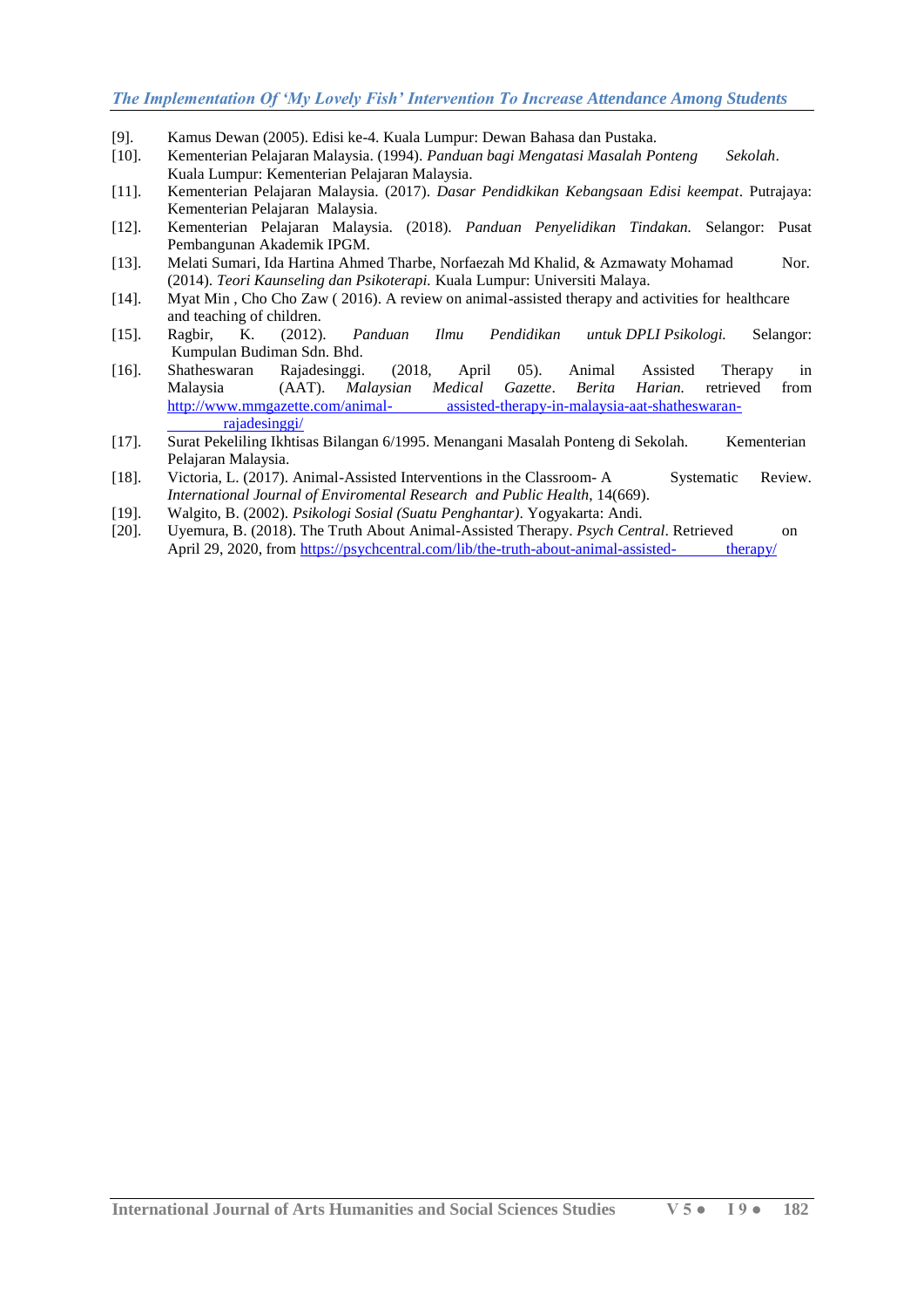[9]. Kamus Dewan (2005). Edisi ke-4. Kuala Lumpur: Dewan Bahasa dan Pustaka.

[10]. Kementerian Pelajaran Malaysia. (1994). *Panduan bagi Mengatasi Masalah Ponteng Sekolah*. Kuala Lumpur: Kementerian Pelajaran Malaysia.

[11]. Kementerian Pelajaran Malaysia. (2017). *Dasar Pendidkikan Kebangsaan Edisi keempat*. Putrajaya: Kementerian Pelajaran Malaysia.

[12]. Kementerian Pelajaran Malaysia. (2018). *Panduan Penyelidikan Tindakan.* Selangor: Pusat Pembangunan Akademik IPGM.

[13]. Melati Sumari, Ida Hartina Ahmed Tharbe, Norfaezah Md Khalid, & Azmawaty Mohamad Nor. (2014). *Teori Kaunseling dan Psikoterapi.* Kuala Lumpur: Universiti Malaya.

[14]. Myat Min , Cho Cho Zaw ( 2016). A review on animal-assisted therapy and activities for healthcare and teaching of children.

[15]. Ragbir, K. (2012). *Panduan Ilmu Pendidikan untuk DPLI Psikologi.* Selangor: Kumpulan Budiman Sdn. Bhd.

[16]. Shatheswaran Rajadesinggi. (2018, April 05). Animal Assisted Therapy in Malaysia (AAT). *Malaysian Medical Gazette*. *Berita Harian.* retrieved from http://www.mmgazette.com/animal-assisted-therapy-in-malaysia-aat-shatheswaran-rajadesinggi/

[17]. Surat Pekeliling Ikhtisas Bilangan 6/1995. Menangani Masalah Ponteng di Sekolah. Kementerian Pelajaran Malaysia.

[18]. Victoria, L. (2017). Animal-Assisted Interventions in the Classroom- A Systematic Review. *International Journal of Enviromental Research and Public Health*, 14(669).

[19]. Walgito, B. (2002). *Psikologi Sosial (Suatu Penghantar)*. Yogyakarta: Andi.

[20]. Uyemura, B. (2018). The Truth About Animal-Assisted Therapy. *Psych Central*. Retrieved on April 29, 2020, from https://psychcentral.com/lib/the-truth-about-animal-assisted-therapy/